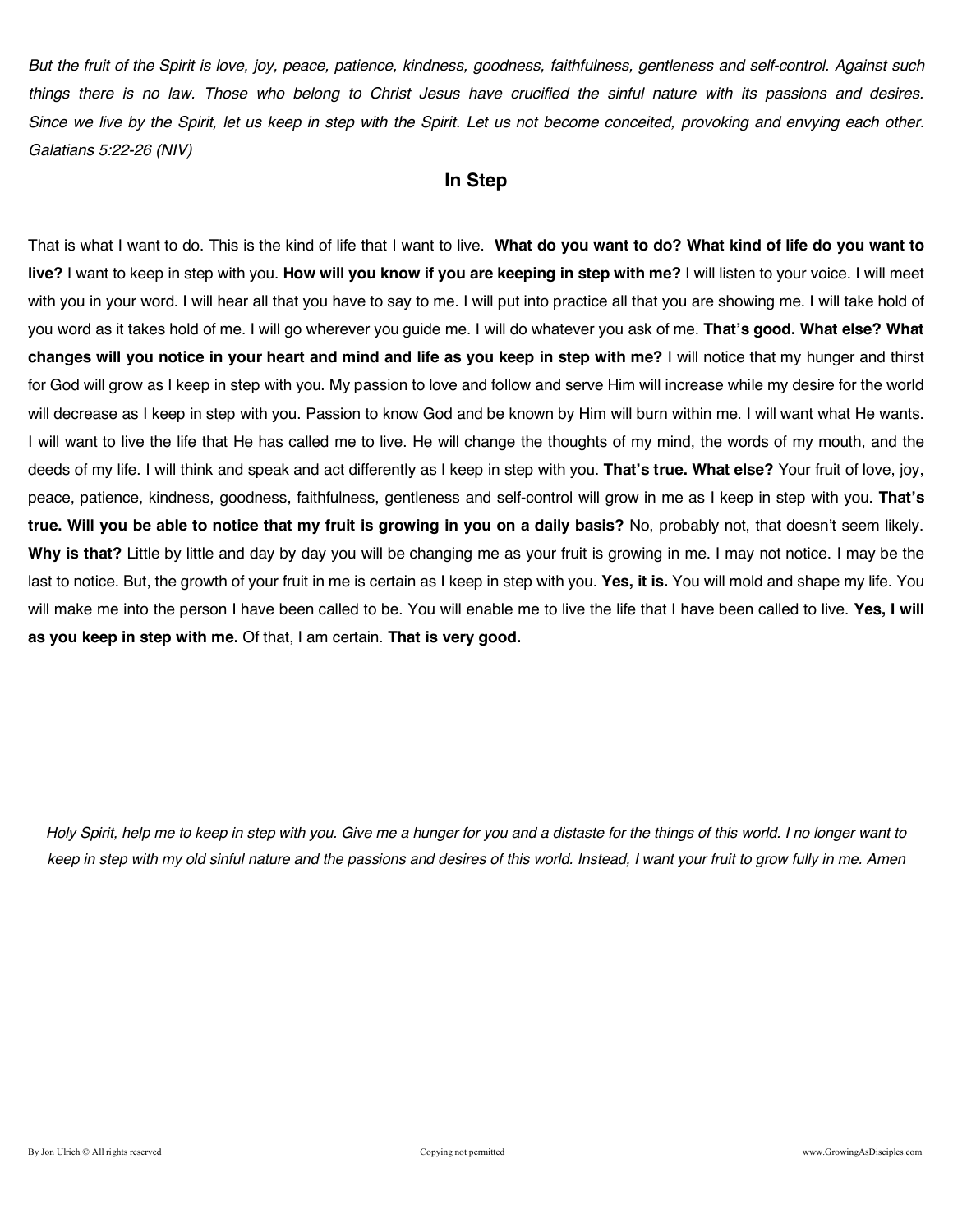*But the fruit of the Spirit is love, joy, peace, patience, kindness, goodness, faithfulness, gentleness and self-control. Against such things there is no law. Those who belong to Christ Jesus have crucified the sinful nature with its passions and desires. Since we live by the Spirit, let us keep in step with the Spirit. Let us not become conceited, provoking and envying each other. Galatians 5:22-26 (NIV)*

## In Step

That is what I want to do. This is the kind of life that I want to live. **What do you want to do? What kind of life do you want to live?** I want to keep in step with you. **How will you know if you are keeping in step with me?** I will listen to your voice. I will meet with you in your word. I will hear all that you have to say to me. I will put into practice all that you are showing me. I will take hold of you word as it takes hold of me. I will go wherever you guide me. I will do whatever you ask of me. **That's good. What else? What changes will you notice in your heart and mind and life as you keep in step with me?** I will notice that my hunger and thirst for God will grow as I keep in step with you. My passion to love and follow and serve Him will increase while my desire for the world will decrease as I keep in step with you. Passion to know God and be known by Him will burn within me. I will want what He wants. I will want to live the life that He has called me to live. He will change the thoughts of my mind, the words of my mouth, and the deeds of my life. I will think and speak and act differently as I keep in step with you. **That's true. What else?** Your fruit of love, joy, peace, patience, kindness, goodness, faithfulness, gentleness and self-control will grow in me as I keep in step with you. **That's true. Will you be able to notice that my fruit is growing in you on a daily basis?** No, probably not, that doesn't seem likely. **Why is that?** Little by little and day by day you will be changing me as your fruit is growing in me. I may not notice. I may be the last to notice. But, the growth of your fruit in me is certain as I keep in step with you. **Yes, it is.** You will mold and shape my life. You will make me into the person I have been called to be. You will enable me to live the life that I have been called to live. **Yes, I will as you keep in step with me.** Of that, I am certain. **That is very good.**

*Holy Spirit, help me to keep in step with you. Give me a hunger for you and a distaste for the things of this world. I no longer want to keep in step with my old sinful nature and the passions and desires of this world. Instead, I want your fruit to grow fully in me. Amen*

By Jon Ulrich © All rights reserved Copying not permitted www.GrowingAsDisciples.com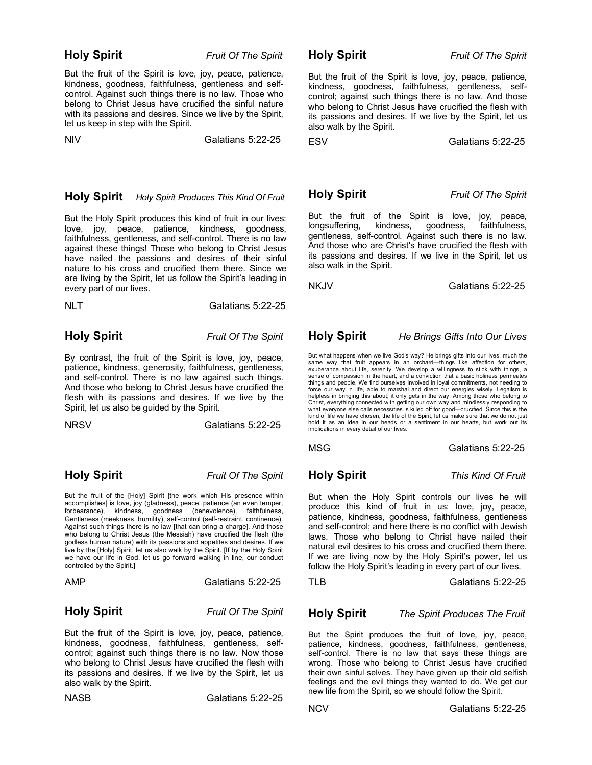**Holy Spirit** *Fruit Of The Spirit*

But the fruit of the Spirit is love, joy, peace, patience, kindness, goodness, faithfulness, gentleness and self-control. Against such things there is no law. Those who belong to Christ Jesus have crucified the sinful nature with its passions and desires. Since we live by the Spirit, let us keep in step with the Spirit.

NIV Galatians 5:22-25

**Holy Spirit** *Holy Spirit Produces This Kind Of Fruit*

But the Holy Spirit produces this kind of fruit in our lives: love, joy, peace, patience, kindness, goodness, faithfulness, gentleness, and self-control. There is no law against these things! Those who belong to Christ Jesus have nailed the passions and desires of their sinful nature to his cross and crucified them there. Since we are living by the Spirit, let us follow the Spirit's leading in every part of our lives.

NLT Galatians 5:22-25

**Holy Spirit** *Fruit Of The Spirit*

By contrast, the fruit of the Spirit is love, joy, peace, patience, kindness, generosity, faithfulness, gentleness, and self-control. There is no law against such things. And those who belong to Christ Jesus have crucified the flesh with its passions and desires. If we live by the Spirit, let us also be guided by the Spirit.

NRSV Galatians 5:22-25

**Holy Spirit** *Fruit Of The Spirit*

But the fruit of the [Holy] Spirit [the work which His presence within accomplishes] is love, joy (gladness), peace, patience (an even temper, forbearance), kindness, goodness (benevolence), faithfulness, Gentleness (meekness, humility), self-control (self-restraint, continence). Against such things there is no law [that can bring a charge]. And those who belong to Christ Jesus (the Messiah) have crucified the flesh (the godless human nature) with its passions and appetites and desires. If we live by the [Holy] Spirit, let us also walk by the Spirit. [If by the Holy Spirit we have our life in God, let us go forward walking in line, our conduct controlled by the Spirit.]

AMP Galatians 5:22-25

**Holy Spirit** *Fruit Of The Spirit*

But the fruit of the Spirit is love, joy, peace, patience, kindness, goodness, faithfulness, gentleness, self-control; against such things there is no law. Now those who belong to Christ Jesus have crucified the flesh with its passions and desires. If we live by the Spirit, let us also walk by the Spirit.

NASB Galatians 5:22-25

**Holy Spirit** *Fruit Of The Spirit*

But the fruit of the Spirit is love, joy, peace, patience, kindness, goodness, faithfulness, gentleness, self-control; against such things there is no law. And those who belong to Christ Jesus have crucified the flesh with its passions and desires. If we live by the Spirit, let us also walk by the Spirit.

ESV Galatians 5:22-25

**Holy Spirit** *Fruit Of The Spirit*

But the fruit of the Spirit is love, joy, peace, longsuffering, kindness, goodness, faithfulness, gentleness, self-control. Against such there is no law. And those who are Christ's have crucified the flesh with its passions and desires. If we live in the Spirit, let us also walk in the Spirit.

NKJV Galatians 5:22-25

**Holy Spirit** *He Brings Gifts Into Our Lives*

But what happens when we live God's way? He brings gifts into our lives, much the same way that fruit appears in an orchard—things like affection for others, exuberance about life, serenity. We develop a willingness to stick with things, a sense of compassion in the heart, and a conviction that a basic holiness permeates things and people. We find ourselves involved in loyal commitments, not needing to force our way in life, able to marshal and direct our energies wisely. Legalism is helpless in bringing this about; it only gets in the way. Among those who belong to Christ, everything connected with getting our own way and mindlessly responding to what everyone else calls necessities is killed off for good—crucified. Since this is the kind of life we have chosen, the life of the Spirit, let us make sure that we do not just hold it as an idea in our heads or a sentiment in our hearts, but work out its implications in every detail of our lives.

MSG Galatians 5:22-25

**Holy Spirit** *This Kind Of Fruit*

But when the Holy Spirit controls our lives he will produce this kind of fruit in us: love, joy, peace, patience, kindness, goodness, faithfulness, gentleness and self-control; and here there is no conflict with Jewish laws. Those who belong to Christ have nailed their natural evil desires to his cross and crucified them there. If we are living now by the Holy Spirit's power, let us follow the Holy Spirit's leading in every part of our lives.

TLB Galatians 5:22-25

**Holy Spirit** *The Spirit Produces The Fruit*

But the Spirit produces the fruit of love, joy, peace, patience, kindness, goodness, faithfulness, gentleness, self-control. There is no law that says these things are wrong. Those who belong to Christ Jesus have crucified their own sinful selves. They have given up their old selfish feelings and the evil things they wanted to do. We get our new life from the Spirit, so we should follow the Spirit.

NCV Galatians 5:22-25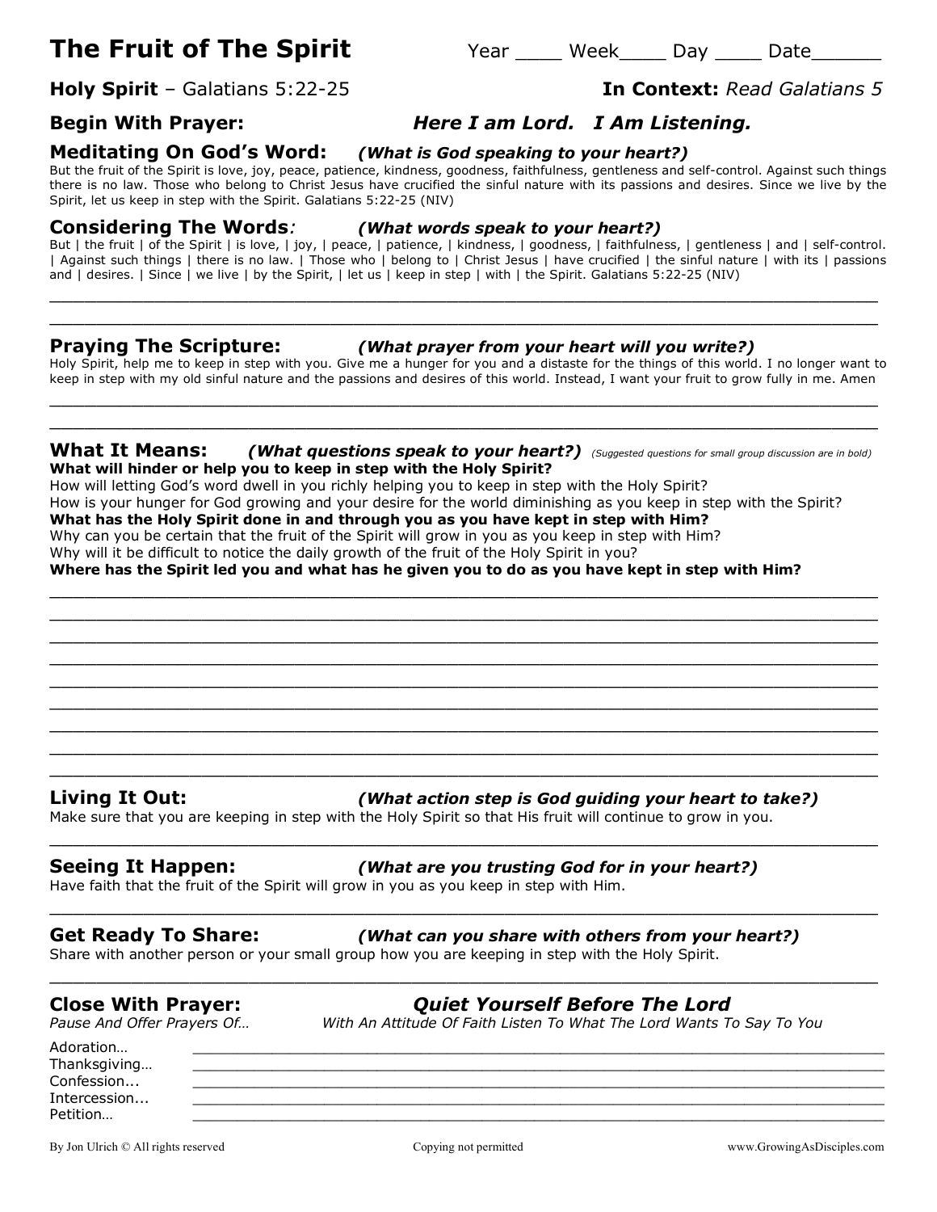# The Fruit of The Spirit

Year ____ Week____ Day ____ Date______

**Holy Spirit** – Galatians 5:22-25 **In Context:** *Read Galatians 5*

## Begin With Prayer: *Here I am Lord. I Am Listening.*

## Meditating On God's Word: *(What is God speaking to your heart?)*

But the fruit of the Spirit is love, joy, peace, patience, kindness, goodness, faithfulness, gentleness and self-control. Against such things there is no law. Those who belong to Christ Jesus have crucified the sinful nature with its passions and desires. Since we live by the Spirit, let us keep in step with the Spirit. Galatians 5:22-25 (NIV)

## Considering The Words*:* *(What words speak to your heart?)*

But | the fruit | of the Spirit | is love, | joy, | peace, | patience, | kindness, | goodness, | faithfulness, | gentleness | and | self-control. | Against such things | there is no law. | Those who | belong to | Christ Jesus | have crucified | the sinful nature | with its | passions and | desires. | Since | we live | by the Spirit, | let us | keep in step | with | the Spirit. Galatians 5:22-25 (NIV)

________________________________________________________________________________

________________________________________________________________________________

## Praying The Scripture: *(What prayer from your heart will you write?)*

Holy Spirit, help me to keep in step with you. Give me a hunger for you and a distaste for the things of this world. I no longer want to keep in step with my old sinful nature and the passions and desires of this world. Instead, I want your fruit to grow fully in me. Amen

________________________________________________________________________________

________________________________________________________________________________

## What It Means: *(What questions speak to your heart?)* *(Suggested questions for small group discussion are in bold)*

**What will hinder or help you to keep in step with the Holy Spirit?**
How will letting God's word dwell in you richly helping you to keep in step with the Holy Spirit?
How is your hunger for God growing and your desire for the world diminishing as you keep in step with the Spirit?
**What has the Holy Spirit done in and through you as you have kept in step with Him?**
Why can you be certain that the fruit of the Spirit will grow in you as you keep in step with Him?
Why will it be difficult to notice the daily growth of the fruit of the Holy Spirit in you?
**Where has the Spirit led you and what has he given you to do as you have kept in step with Him?**

________________________________________________________________________________

________________________________________________________________________________

________________________________________________________________________________

________________________________________________________________________________

________________________________________________________________________________

________________________________________________________________________________

________________________________________________________________________________

________________________________________________________________________________

________________________________________________________________________________

## Living It Out: *(What action step is God guiding your heart to take?)*

Make sure that you are keeping in step with the Holy Spirit so that His fruit will continue to grow in you.

________________________________________________________________________________

## Seeing It Happen: *(What are you trusting God for in your heart?)*

Have faith that the fruit of the Spirit will grow in you as you keep in step with Him.

________________________________________________________________________________

## Get Ready To Share: *(What can you share with others from your heart?)*

Share with another person or your small group how you are keeping in step with the Holy Spirit.

________________________________________________________________________________

## Close With Prayer: *Quiet Yourself Before The Lord*

*Pause And Offer Prayers Of…* *With An Attitude Of Faith Listen To What The Lord Wants To Say To You*

Adoration… ____________________________________________________________________

Thanksgiving… __________________________________________________________________

Confession... ___________________________________________________________________

Intercession... __________________________________________________________________

Petition… ______________________________________________________________________

By Jon Ulrich © All rights reserved Copying not permitted www.GrowingAsDisciples.com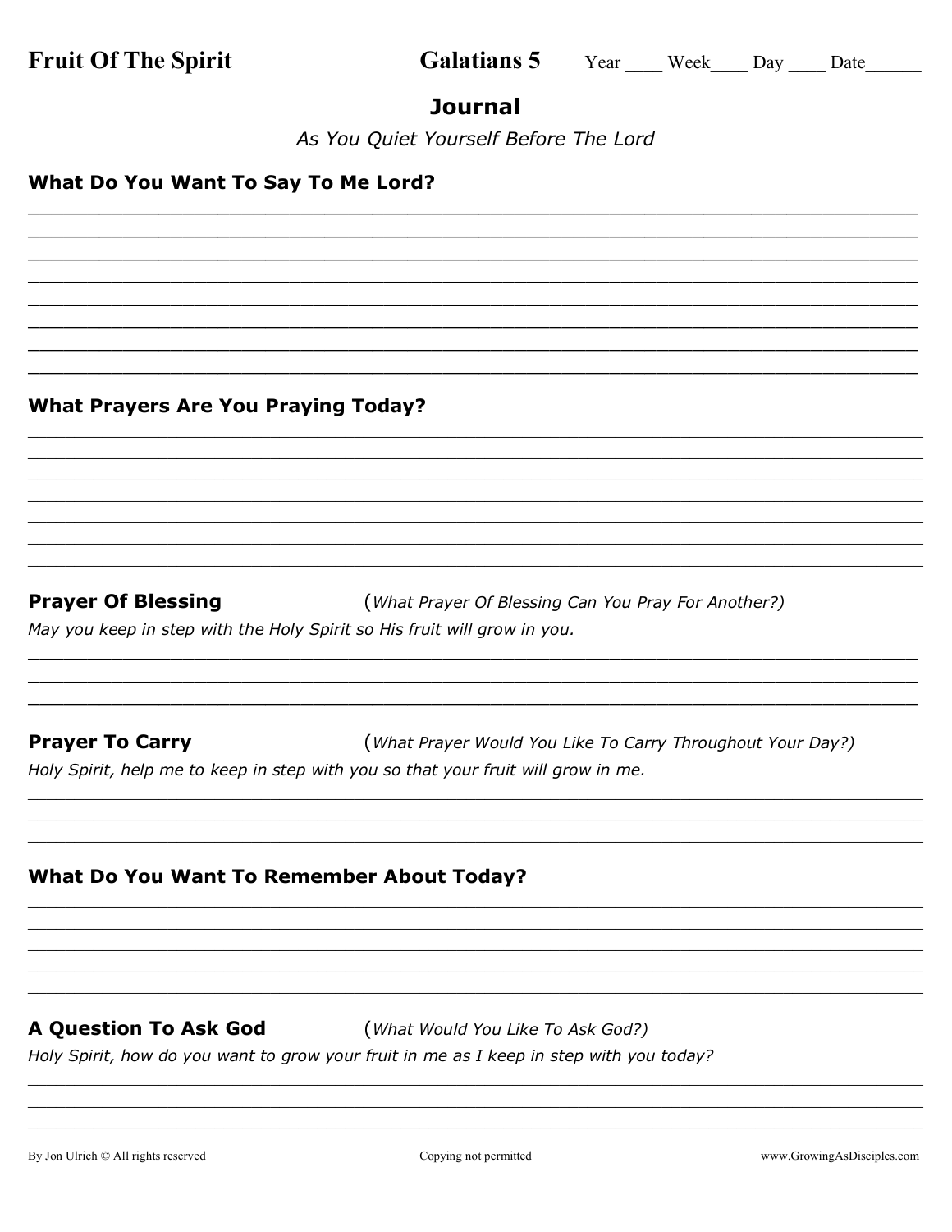**Fruit Of The Spirit** **Galatians 5** Year ____ Week____ Day ____ Date______

## Journal

*As You Quiet Yourself Before The Lord*

### What Do You Want To Say To Me Lord?

________________________________________________________________________________
________________________________________________________________________________
________________________________________________________________________________
________________________________________________________________________________
________________________________________________________________________________
________________________________________________________________________________
________________________________________________________________________________
________________________________________________________________________________

### What Prayers Are You Praying Today?

________________________________________________________________________________
________________________________________________________________________________
________________________________________________________________________________
________________________________________________________________________________
________________________________________________________________________________
________________________________________________________________________________
________________________________________________________________________________

### Prayer Of Blessing

(*What Prayer Of Blessing Can You Pray For Another?*)

*May you keep in step with the Holy Spirit so His fruit will grow in you.*

________________________________________________________________________________
________________________________________________________________________________
________________________________________________________________________________

### Prayer To Carry

(*What Prayer Would You Like To Carry Throughout Your Day?*)

*Holy Spirit, help me to keep in step with you so that your fruit will grow in me.*

________________________________________________________________________________
________________________________________________________________________________
________________________________________________________________________________

### What Do You Want To Remember About Today?

________________________________________________________________________________
________________________________________________________________________________
________________________________________________________________________________
________________________________________________________________________________
________________________________________________________________________________

### A Question To Ask God

(*What Would You Like To Ask God?*)

*Holy Spirit, how do you want to grow your fruit in me as I keep in step with you today?*

________________________________________________________________________________
________________________________________________________________________________
________________________________________________________________________________

By Jon Ulrich © All rights reserved Copying not permitted www.GrowingAsDisciples.com